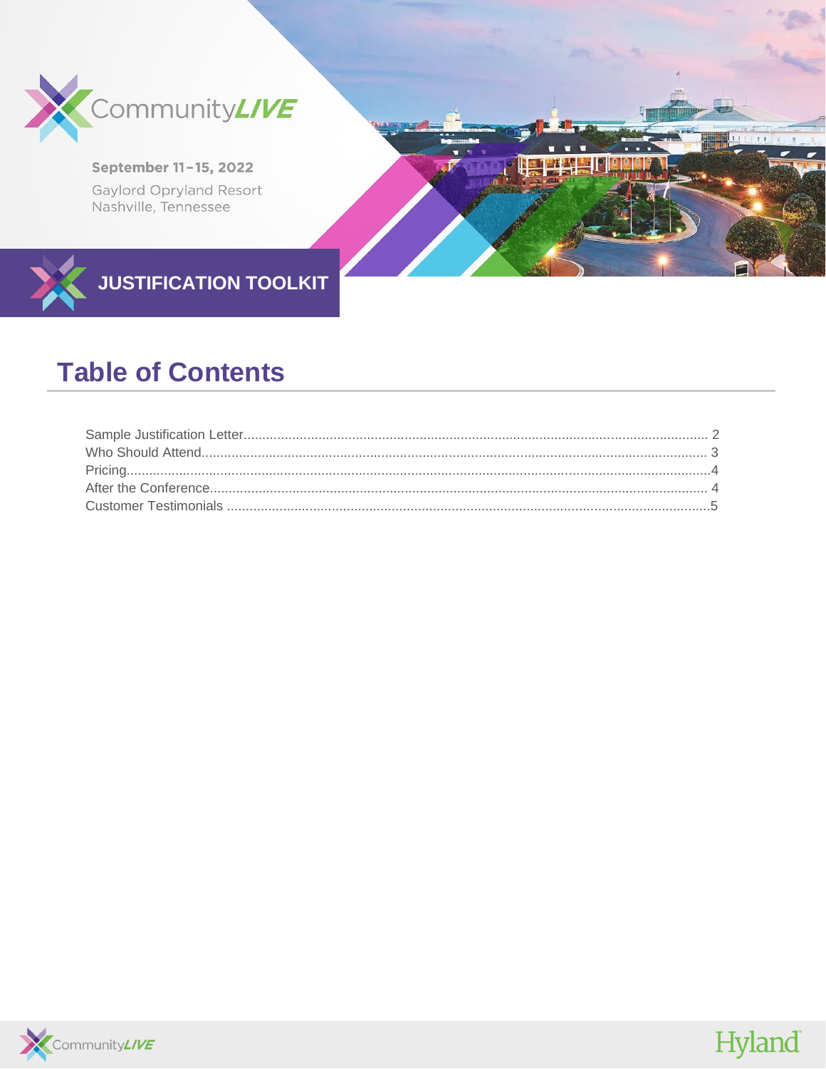CommunityLIVE

September 11–15, 2022

Gaylord Opryland Resort
Nashville, Tennessee

# JUSTIFICATION TOOLKIT

## Table of Contents

Sample Justification Letter........................................................................................................... 2
Who Should Attend...................................................................................................................... 3
Pricing.........................................................................................................................................4
After the Conference.................................................................................................................... 4
Customer Testimonials .................................................................................................................5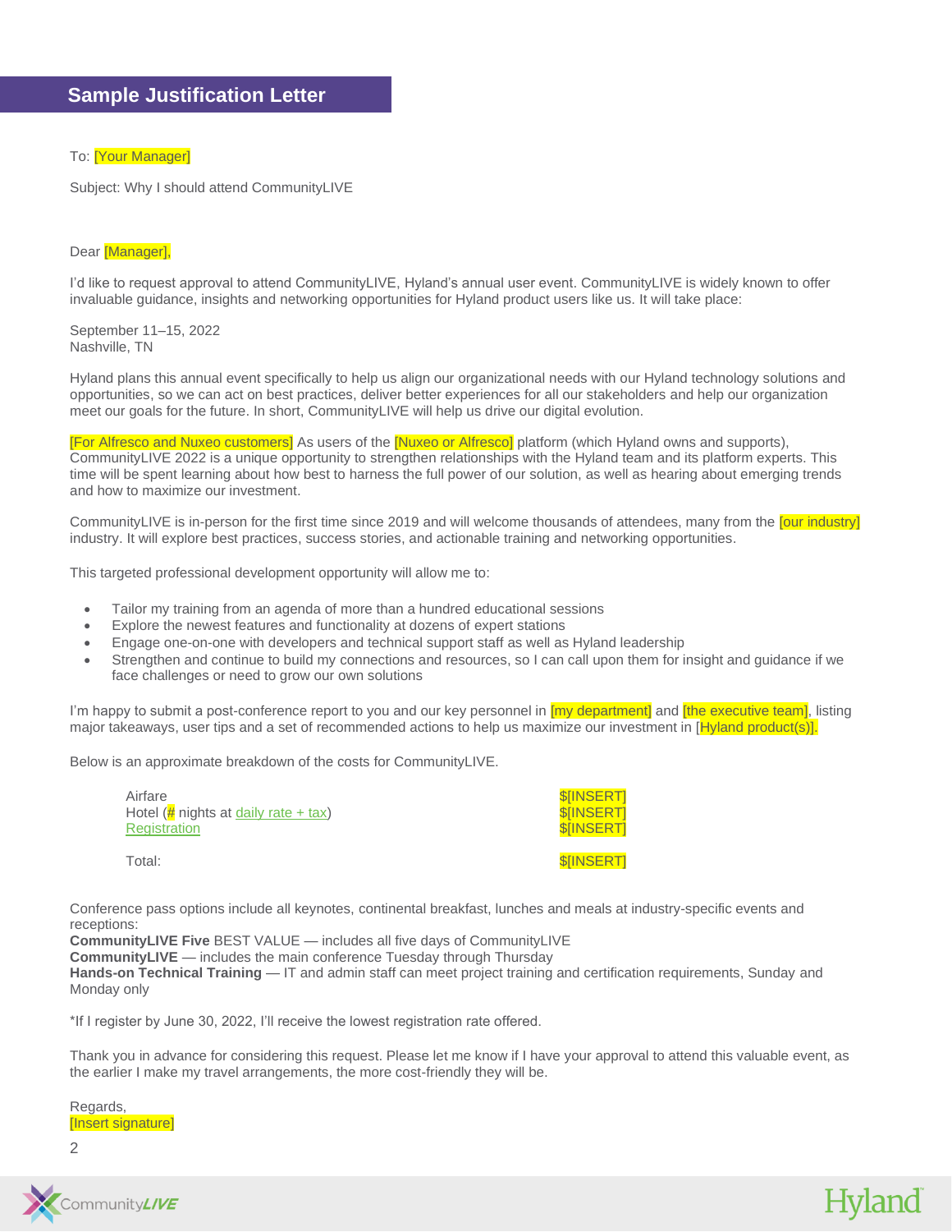## Sample Justification Letter

To: [Your Manager]

Subject: Why I should attend CommunityLIVE

Dear [Manager],

I'd like to request approval to attend CommunityLIVE, Hyland's annual user event. CommunityLIVE is widely known to offer invaluable guidance, insights and networking opportunities for Hyland product users like us. It will take place:

September 11–15, 2022
Nashville, TN

Hyland plans this annual event specifically to help us align our organizational needs with our Hyland technology solutions and opportunities, so we can act on best practices, deliver better experiences for all our stakeholders and help our organization meet our goals for the future. In short, CommunityLIVE will help us drive our digital evolution.

[For Alfresco and Nuxeo customers] As users of the [Nuxeo or Alfresco] platform (which Hyland owns and supports), CommunityLIVE 2022 is a unique opportunity to strengthen relationships with the Hyland team and its platform experts. This time will be spent learning about how best to harness the full power of our solution, as well as hearing about emerging trends and how to maximize our investment.

CommunityLIVE is in-person for the first time since 2019 and will welcome thousands of attendees, many from the [our industry] industry. It will explore best practices, success stories, and actionable training and networking opportunities.

This targeted professional development opportunity will allow me to:

- Tailor my training from an agenda of more than a hundred educational sessions
- Explore the newest features and functionality at dozens of expert stations
- Engage one-on-one with developers and technical support staff as well as Hyland leadership
- Strengthen and continue to build my connections and resources, so I can call upon them for insight and guidance if we face challenges or need to grow our own solutions

I'm happy to submit a post-conference report to you and our key personnel in [my department] and [the executive team], listing major takeaways, user tips and a set of recommended actions to help us maximize our investment in [Hyland product(s)].

Below is an approximate breakdown of the costs for CommunityLIVE.

| | |
|---|---|
| Airfare | $[INSERT] |
| Hotel (# nights at daily rate + tax) | $[INSERT] |
| Registration | $[INSERT] |
| Total: | $[INSERT] |

Conference pass options include all keynotes, continental breakfast, lunches and meals at industry-specific events and receptions:
**CommunityLIVE Five** BEST VALUE — includes all five days of CommunityLIVE
**CommunityLIVE** — includes the main conference Tuesday through Thursday
**Hands-on Technical Training** — IT and admin staff can meet project training and certification requirements, Sunday and Monday only

*If I register by June 30, 2022, I'll receive the lowest registration rate offered.

Thank you in advance for considering this request. Please let me know if I have your approval to attend this valuable event, as the earlier I make my travel arrangements, the more cost-friendly they will be.

Regards,
[Insert signature]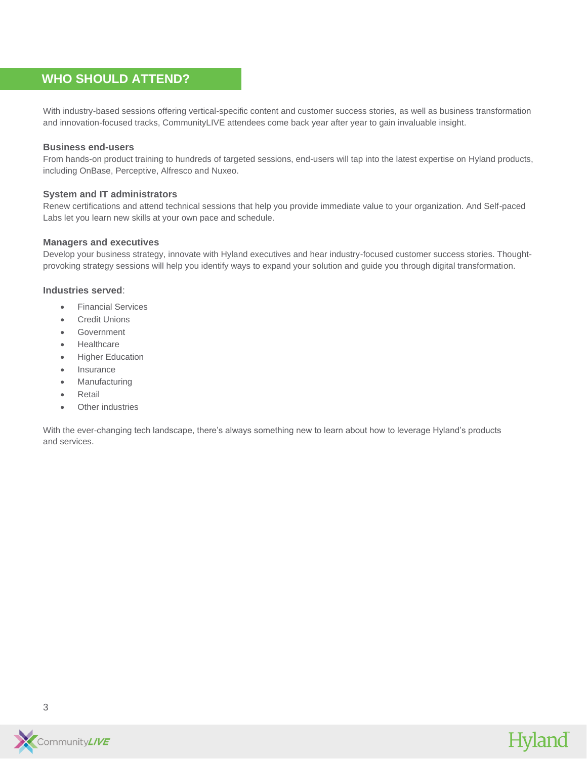## WHO SHOULD ATTEND?

With industry-based sessions offering vertical-specific content and customer success stories, as well as business transformation and innovation-focused tracks, CommunityLIVE attendees come back year after year to gain invaluable insight.

### Business end-users

From hands-on product training to hundreds of targeted sessions, end-users will tap into the latest expertise on Hyland products, including OnBase, Perceptive, Alfresco and Nuxeo.

### System and IT administrators

Renew certifications and attend technical sessions that help you provide immediate value to your organization. And Self-paced Labs let you learn new skills at your own pace and schedule.

### Managers and executives

Develop your business strategy, innovate with Hyland executives and hear industry-focused customer success stories. Thought-provoking strategy sessions will help you identify ways to expand your solution and guide you through digital transformation.

**Industries served**:

- Financial Services
- Credit Unions
- Government
- Healthcare
- Higher Education
- Insurance
- Manufacturing
- Retail
- Other industries

With the ever-changing tech landscape, there's always something new to learn about how to leverage Hyland's products and services.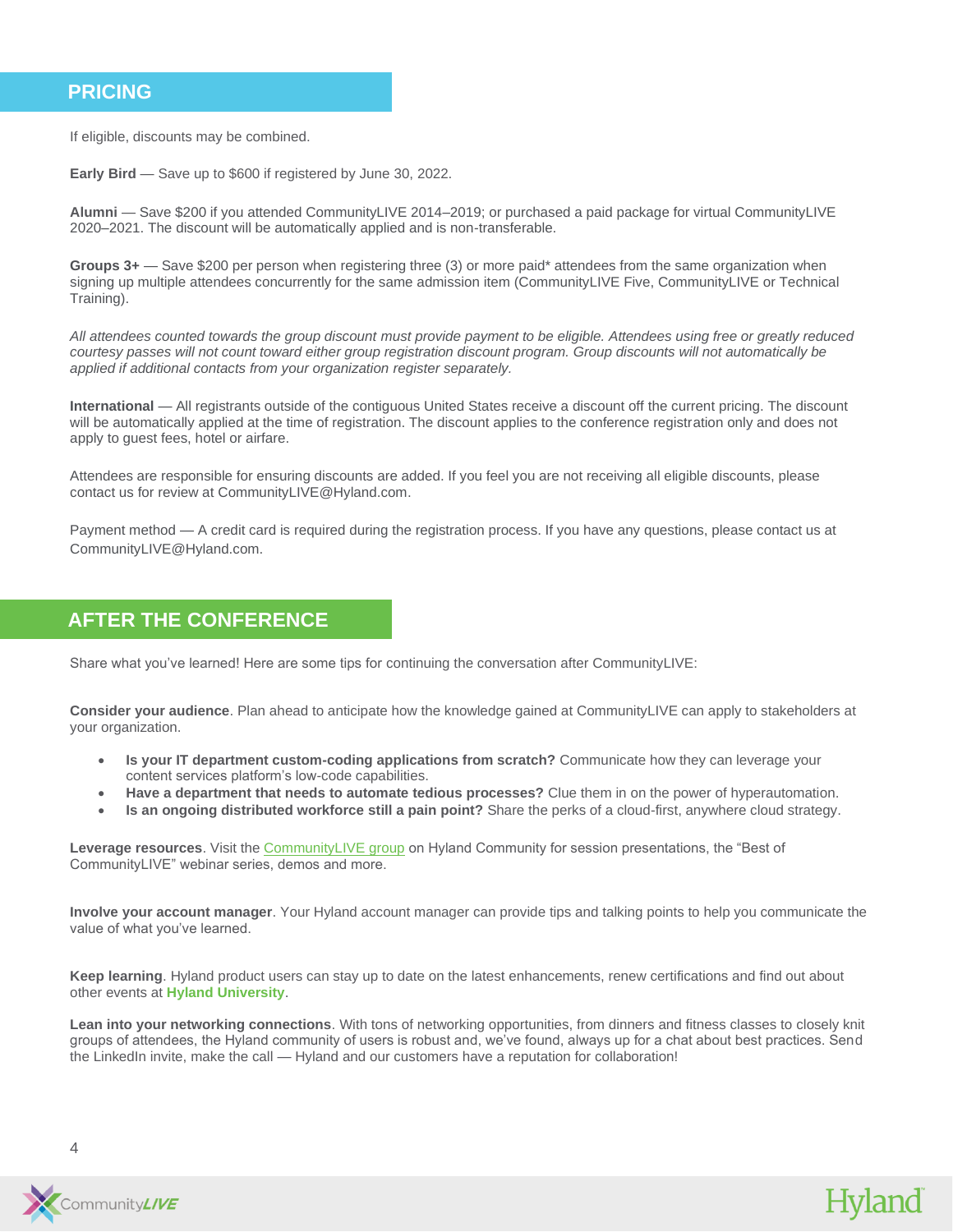## PRICING

If eligible, discounts may be combined.

**Early Bird** — Save up to $600 if registered by June 30, 2022.

**Alumni** — Save $200 if you attended CommunityLIVE 2014–2019; or purchased a paid package for virtual CommunityLIVE 2020–2021. The discount will be automatically applied and is non-transferable.

**Groups 3+** — Save $200 per person when registering three (3) or more paid* attendees from the same organization when signing up multiple attendees concurrently for the same admission item (CommunityLIVE Five, CommunityLIVE or Technical Training).

*All attendees counted towards the group discount must provide payment to be eligible. Attendees using free or greatly reduced courtesy passes will not count toward either group registration discount program. Group discounts will not automatically be applied if additional contacts from your organization register separately.*

**International** — All registrants outside of the contiguous United States receive a discount off the current pricing. The discount will be automatically applied at the time of registration. The discount applies to the conference registration only and does not apply to guest fees, hotel or airfare.

Attendees are responsible for ensuring discounts are added. If you feel you are not receiving all eligible discounts, please contact us for review at CommunityLIVE@Hyland.com.

Payment method — A credit card is required during the registration process. If you have any questions, please contact us at CommunityLIVE@Hyland.com.

## AFTER THE CONFERENCE

Share what you've learned! Here are some tips for continuing the conversation after CommunityLIVE:

**Consider your audience**. Plan ahead to anticipate how the knowledge gained at CommunityLIVE can apply to stakeholders at your organization.

- **Is your IT department custom-coding applications from scratch?** Communicate how they can leverage your content services platform's low-code capabilities.
- **Have a department that needs to automate tedious processes?** Clue them in on the power of hyperautomation.
- **Is an ongoing distributed workforce still a pain point?** Share the perks of a cloud-first, anywhere cloud strategy.

**Leverage resources**. Visit the CommunityLIVE group on Hyland Community for session presentations, the "Best of CommunityLIVE" webinar series, demos and more.

**Involve your account manager**. Your Hyland account manager can provide tips and talking points to help you communicate the value of what you've learned.

**Keep learning**. Hyland product users can stay up to date on the latest enhancements, renew certifications and find out about other events at **Hyland University**.

**Lean into your networking connections**. With tons of networking opportunities, from dinners and fitness classes to closely knit groups of attendees, the Hyland community of users is robust and, we've found, always up for a chat about best practices. Send the LinkedIn invite, make the call — Hyland and our customers have a reputation for collaboration!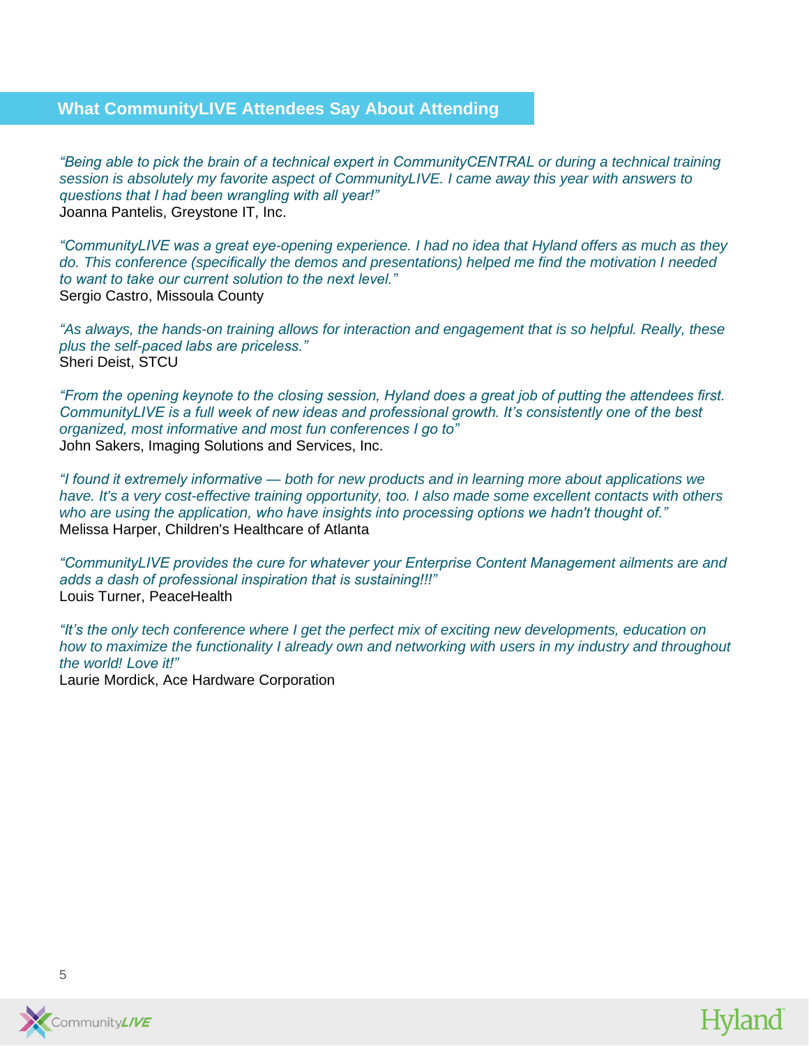## What CommunityLIVE Attendees Say About Attending

*"Being able to pick the brain of a technical expert in CommunityCENTRAL or during a technical training session is absolutely my favorite aspect of CommunityLIVE. I came away this year with answers to questions that I had been wrangling with all year!"*
Joanna Pantelis, Greystone IT, Inc.

*"CommunityLIVE was a great eye-opening experience. I had no idea that Hyland offers as much as they do. This conference (specifically the demos and presentations) helped me find the motivation I needed to want to take our current solution to the next level."*
Sergio Castro, Missoula County

*"As always, the hands-on training allows for interaction and engagement that is so helpful. Really, these plus the self-paced labs are priceless."*
Sheri Deist, STCU

*"From the opening keynote to the closing session, Hyland does a great job of putting the attendees first. CommunityLIVE is a full week of new ideas and professional growth. It's consistently one of the best organized, most informative and most fun conferences I go to"*
John Sakers, Imaging Solutions and Services, Inc.

*"I found it extremely informative — both for new products and in learning more about applications we have. It's a very cost-effective training opportunity, too. I also made some excellent contacts with others who are using the application, who have insights into processing options we hadn't thought of."*
Melissa Harper, Children's Healthcare of Atlanta

*"CommunityLIVE provides the cure for whatever your Enterprise Content Management ailments are and adds a dash of professional inspiration that is sustaining!!!"*
Louis Turner, PeaceHealth

*"It's the only tech conference where I get the perfect mix of exciting new developments, education on how to maximize the functionality I already own and networking with users in my industry and throughout the world! Love it!"*
Laurie Mordick, Ace Hardware Corporation